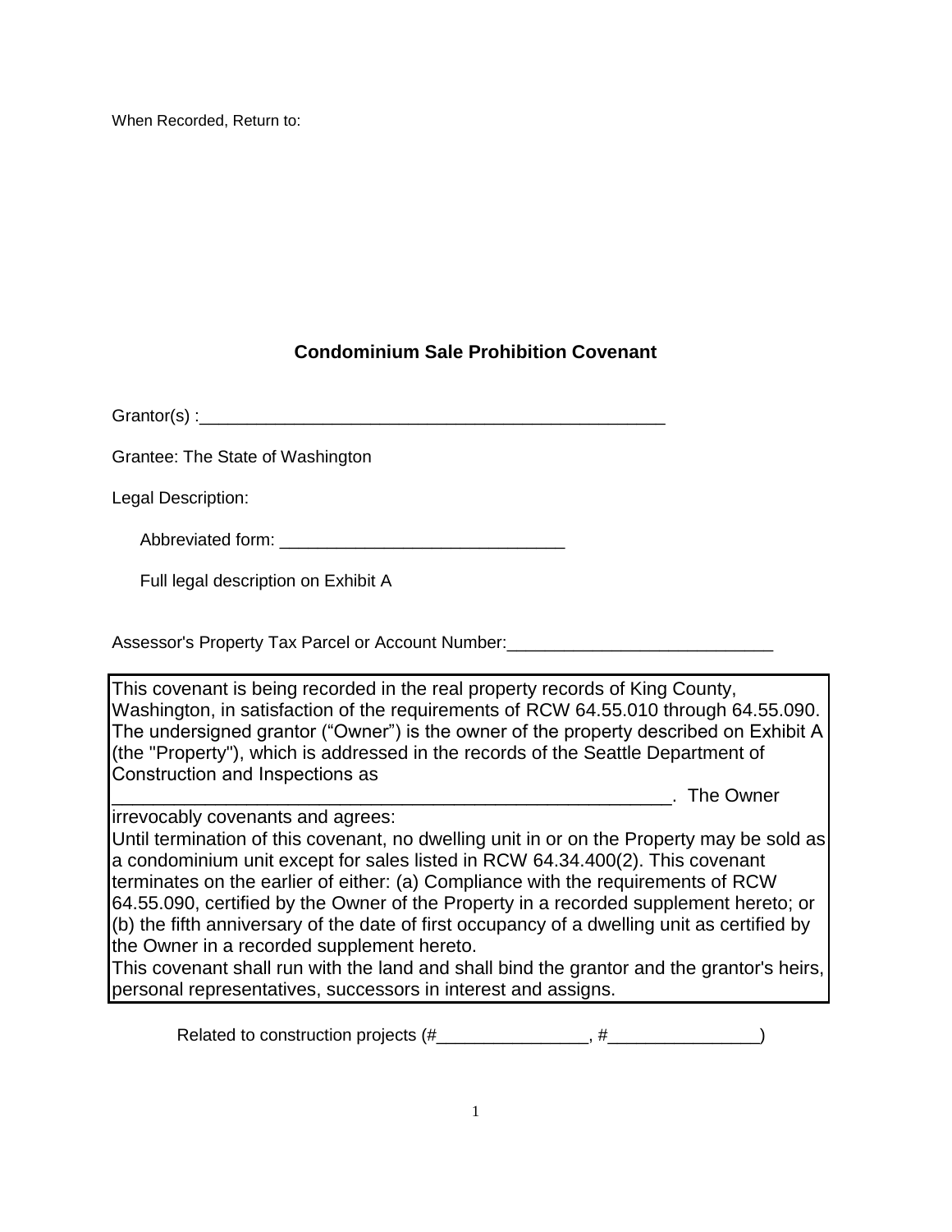When Recorded, Return to:

## Condominium Sale Prohibition Covenant

Grantor(s) :___________________________________________________

Grantee: The State of Washington

Legal Description:

Abbreviated form: ______________________________

Full legal description on Exhibit A

Assessor's Property Tax Parcel or Account Number:____________________________

This covenant is being recorded in the real property records of King County, Washington, in satisfaction of the requirements of RCW 64.55.010 through 64.55.090. The undersigned grantor ("Owner") is the owner of the property described on Exhibit A (the "Property"), which is addressed in the records of the Seattle Department of Construction and Inspections as ___________________________________________________________. The Owner irrevocably covenants and agrees:

Until termination of this covenant, no dwelling unit in or on the Property may be sold as a condominium unit except for sales listed in RCW 64.34.400(2). This covenant terminates on the earlier of either: (a) Compliance with the requirements of RCW 64.55.090, certified by the Owner of the Property in a recorded supplement hereto; or (b) the fifth anniversary of the date of first occupancy of a dwelling unit as certified by the Owner in a recorded supplement hereto.

This covenant shall run with the land and shall bind the grantor and the grantor's heirs, personal representatives, successors in interest and assigns.

Related to construction projects (#________________, #________________)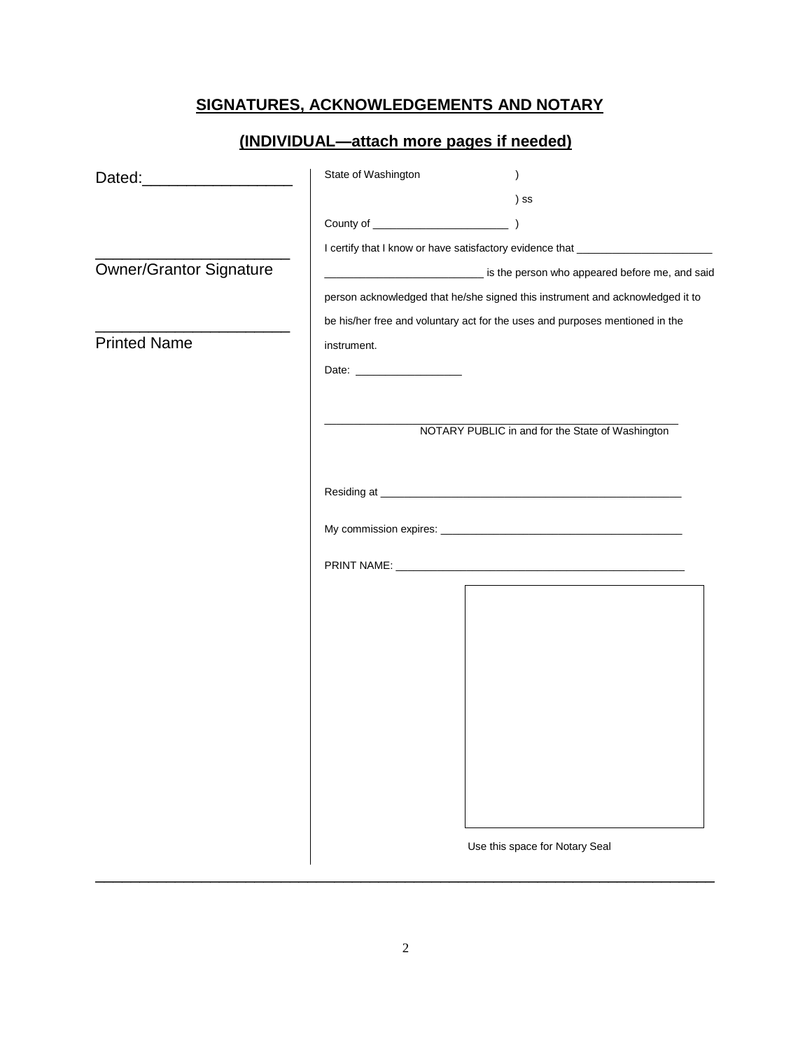## SIGNATURES, ACKNOWLEDGEMENTS AND NOTARY

## (INDIVIDUAL—attach more pages if needed)

Dated:_________________

______________________
Owner/Grantor Signature

______________________
Printed Name

State of Washington )
) ss
County of ______________________ )

I certify that I know or have satisfactory evidence that ______________________ __________________________ is the person who appeared before me, and said person acknowledged that he/she signed this instrument and acknowledged it to be his/her free and voluntary act for the uses and purposes mentioned in the instrument.

Date: _________________

___________________________________________________
NOTARY PUBLIC in and for the State of Washington

Residing at ___________________________________________________

My commission expires: ________________________________________

PRINT NAME: _________________________________________________

Use this space for Notary Seal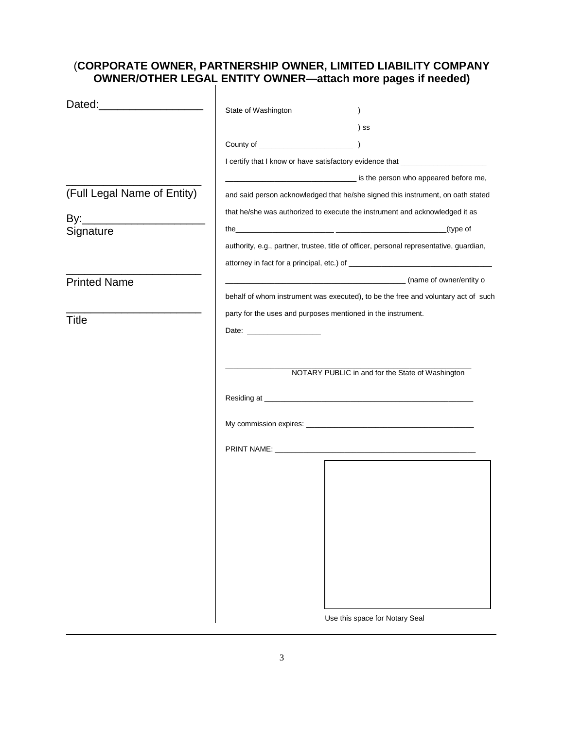**(CORPORATE OWNER, PARTNERSHIP OWNER, LIMITED LIABILITY COMPANY OWNER/OTHER LEGAL ENTITY OWNER—attach more pages if needed)**

Dated:__________________

________________________
(Full Legal Name of Entity)

By:____________________
Signature

________________________
Printed Name

________________________
Title

State of Washington )
) ss
County of ______________________ )

I certify that I know or have satisfactory evidence that ____________________ ______________________________ is the person who appeared before me, and said person acknowledged that he/she signed this instrument, on oath stated that he/she was authorized to execute the instrument and acknowledged it as the______________________ _________________________(type of authority, e.g., partner, trustee, title of officer, personal representative, guardian, attorney in fact for a principal, etc.) of _________________________________ ________________________________________ (name of owner/entity o behalf of whom instrument was executed), to be the free and voluntary act of such party for the uses and purposes mentioned in the instrument.

Date: _________________

_______________________________________________
NOTARY PUBLIC in and for the State of Washington

Residing at ___________________________________________________

My commission expires: ________________________________________

PRINT NAME: _______________________________________________

Use this space for Notary Seal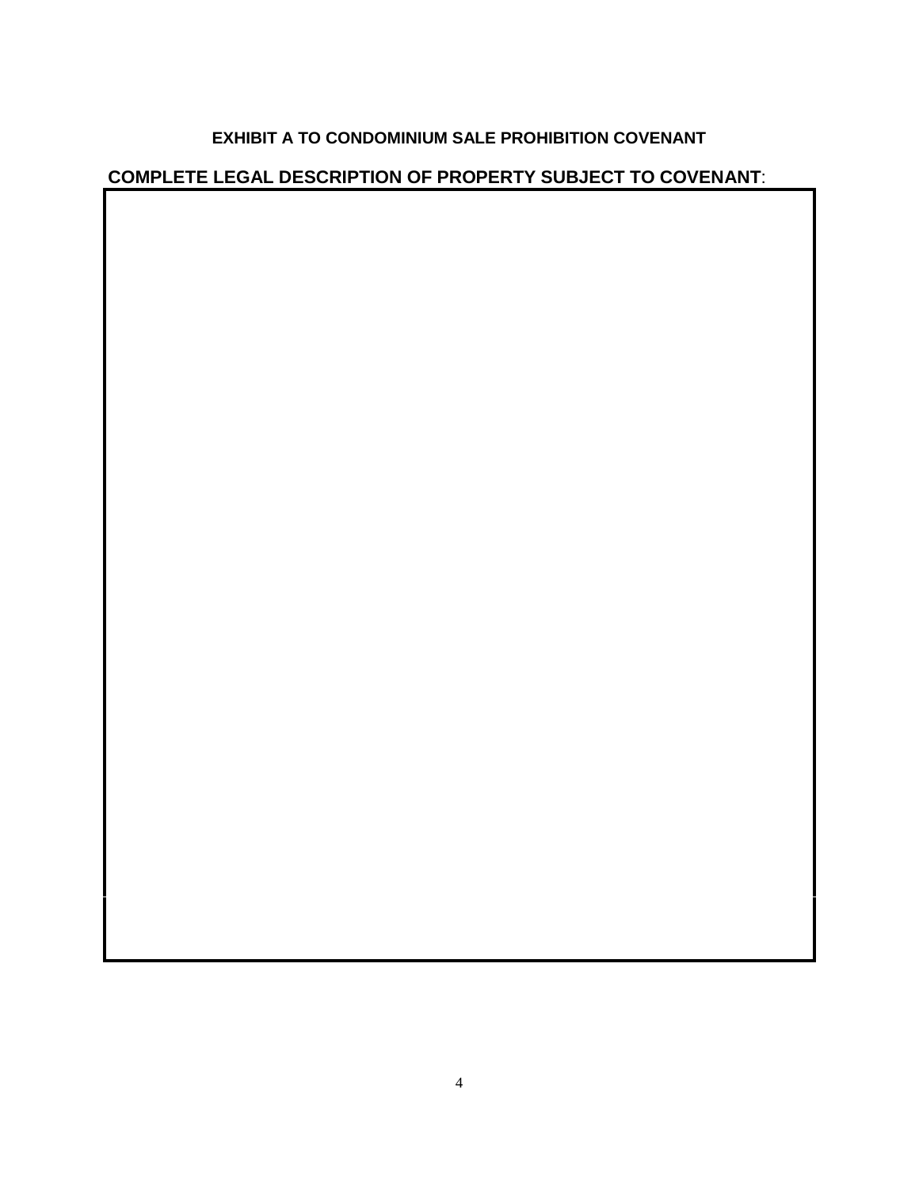**EXHIBIT A TO CONDOMINIUM SALE PROHIBITION COVENANT**

**COMPLETE LEGAL DESCRIPTION OF PROPERTY SUBJECT TO COVENANT**: